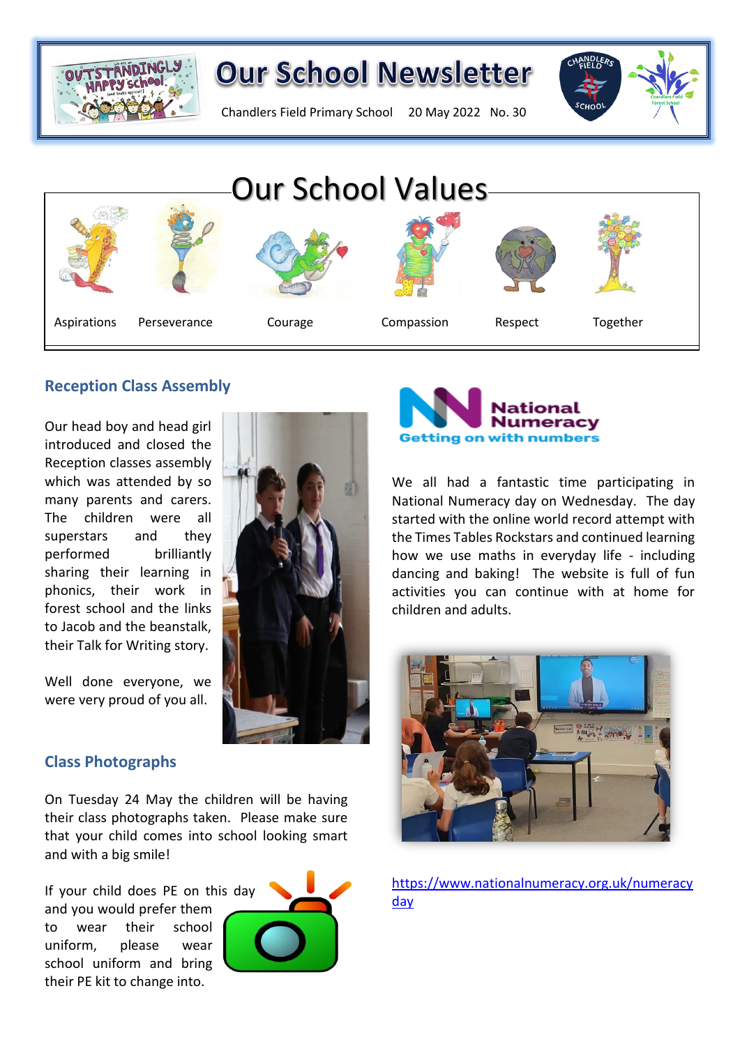# Our School Newsletter

Chandlers Field Primary School 20 May 2022 No. 30

## Our School Values

Aspirations Perseverance Courage Compassion Respect Together

### Reception Class Assembly

Our head boy and head girl introduced and closed the Reception classes assembly which was attended by so many parents and carers. The children were all superstars and they performed brilliantly sharing their learning in phonics, their work in forest school and the links to Jacob and the beanstalk, their Talk for Writing story.

Well done everyone, we were very proud of you all.

### Class Photographs

On Tuesday 24 May the children will be having their class photographs taken. Please make sure that your child comes into school looking smart and with a big smile!

If your child does PE on this day and you would prefer them to wear their school uniform, please wear school uniform and bring their PE kit to change into.

### National Numeracy

Getting on with numbers

We all had a fantastic time participating in National Numeracy day on Wednesday. The day started with the online world record attempt with the Times Tables Rockstars and continued learning how we use maths in everyday life - including dancing and baking! The website is full of fun activities you can continue with at home for children and adults.

https://www.nationalnumeracy.org.uk/numeracyday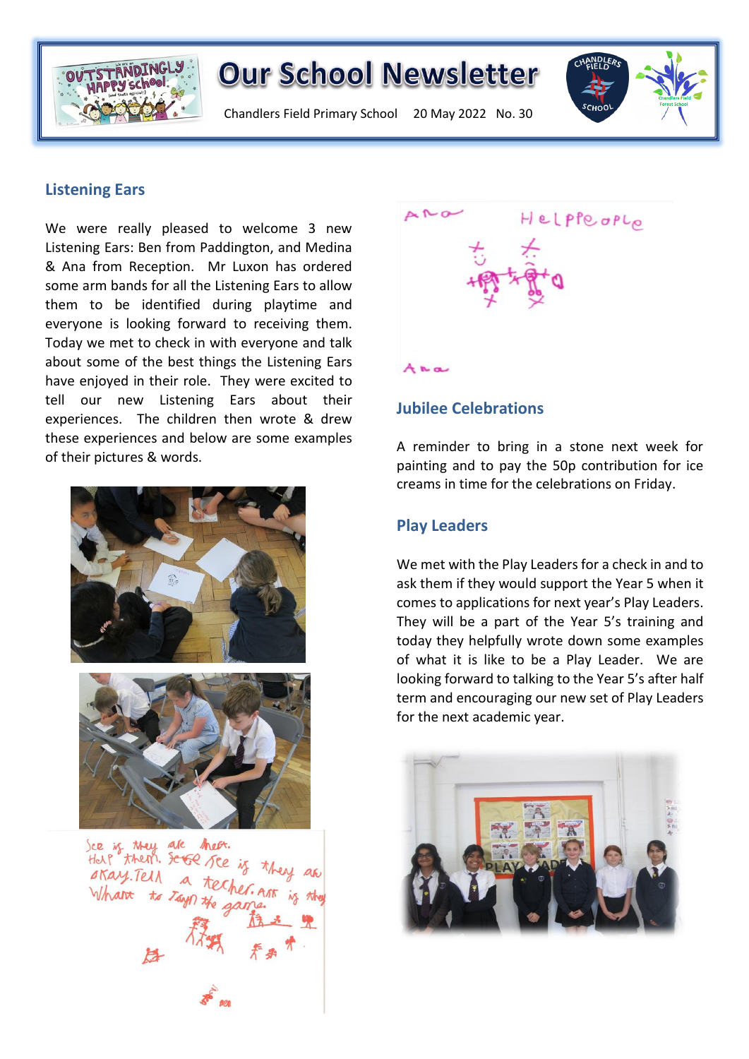# Our School Newsletter

Chandlers Field Primary School 20 May 2022 No. 30

## Listening Ears

We were really pleased to welcome 3 new Listening Ears: Ben from Paddington, and Medina & Ana from Reception. Mr Luxon has ordered some arm bands for all the Listening Ears to allow them to be identified during playtime and everyone is looking forward to receiving them. Today we met to check in with everyone and talk about some of the best things the Listening Ears have enjoyed in their role. They were excited to tell our new Listening Ears about their experiences. The children then wrote & drew these experiences and below are some examples of their pictures & words.

## Jubilee Celebrations

A reminder to bring in a stone next week for painting and to pay the 50p contribution for ice creams in time for the celebrations on Friday.

## Play Leaders

We met with the Play Leaders for a check in and to ask them if they would support the Year 5 when it comes to applications for next year's Play Leaders. They will be a part of the Year 5's training and today they helpfully wrote down some examples of what it is like to be a Play Leader. We are looking forward to talking to the Year 5's after half term and encouraging our new set of Play Leaders for the next academic year.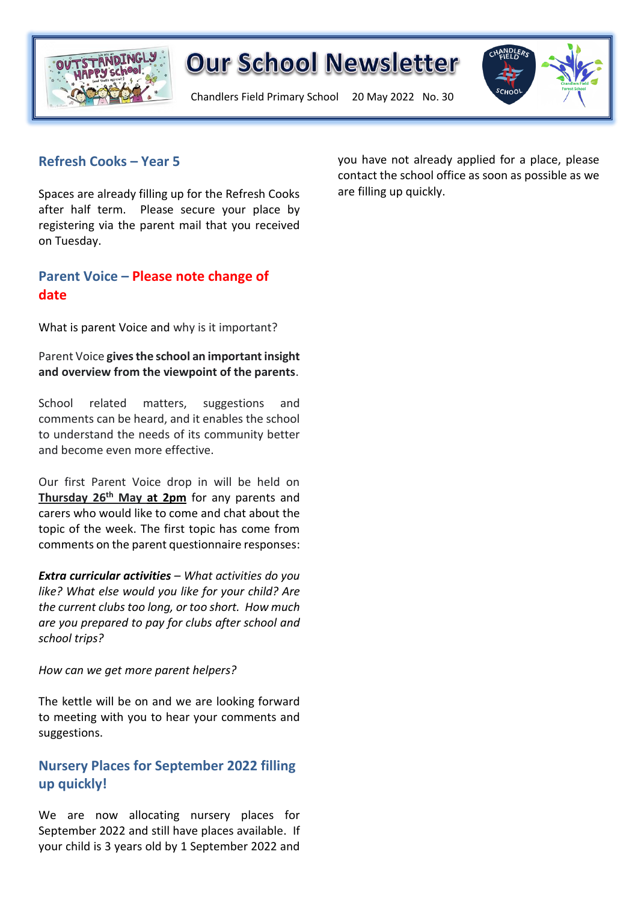# Our School Newsletter

Chandlers Field Primary School 20 May 2022 No. 30

## Refresh Cooks – Year 5

Spaces are already filling up for the Refresh Cooks after half term. Please secure your place by registering via the parent mail that you received on Tuesday.

## Parent Voice – Please note change of date

What is parent Voice and why is it important?

Parent Voice **gives the school an important insight and overview from the viewpoint of the parents**.

School related matters, suggestions and comments can be heard, and it enables the school to understand the needs of its community better and become even more effective.

Our first Parent Voice drop in will be held on **Thursday 26th May at 2pm** for any parents and carers who would like to come and chat about the topic of the week. The first topic has come from comments on the parent questionnaire responses:

***Extra curricular activities*** *– What activities do you like? What else would you like for your child? Are the current clubs too long, or too short. How much are you prepared to pay for clubs after school and school trips?*

*How can we get more parent helpers?*

The kettle will be on and we are looking forward to meeting with you to hear your comments and suggestions.

## Nursery Places for September 2022 filling up quickly!

We are now allocating nursery places for September 2022 and still have places available. If your child is 3 years old by 1 September 2022 and you have not already applied for a place, please contact the school office as soon as possible as we are filling up quickly.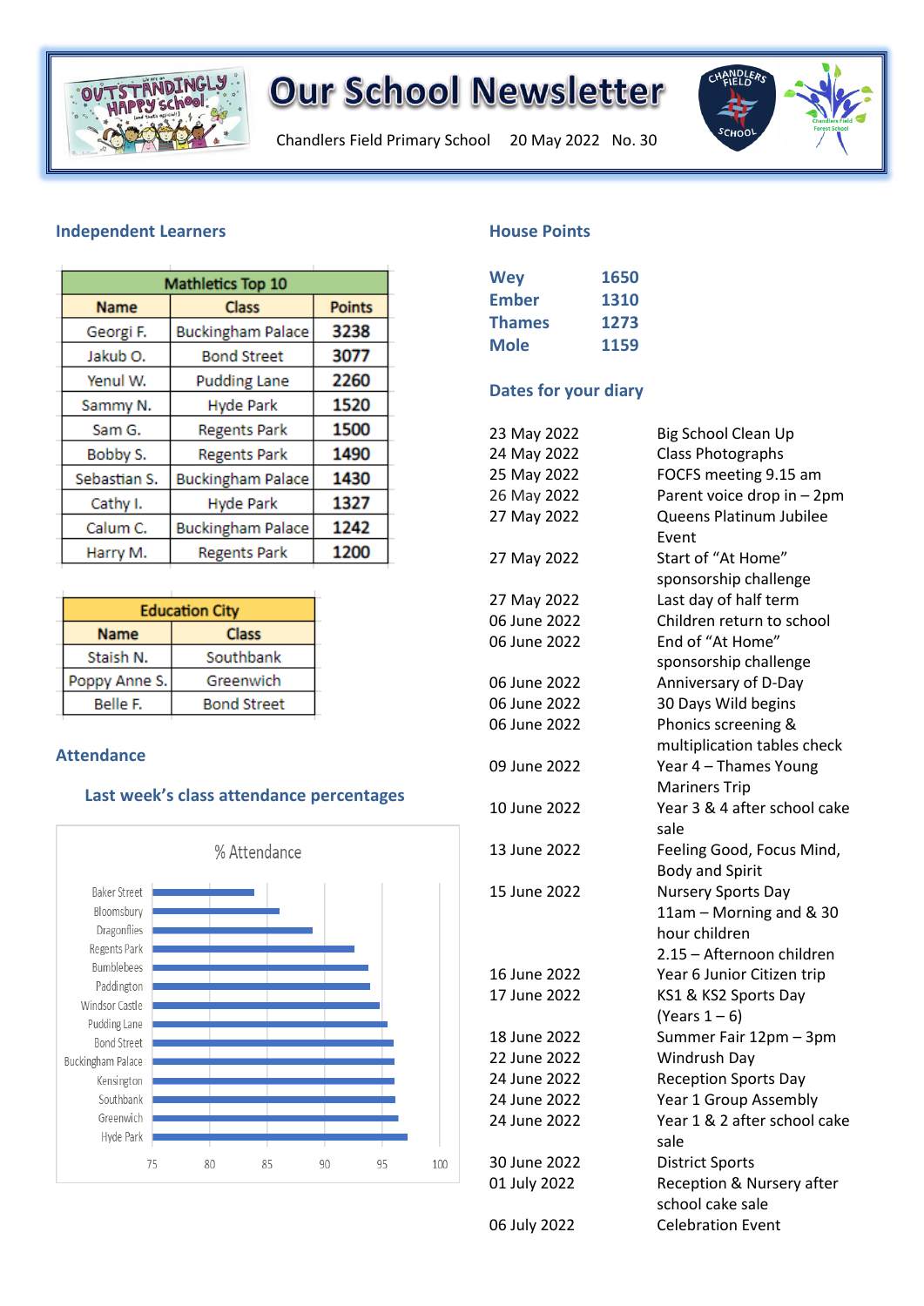# Our School Newsletter

Chandlers Field Primary School 20 May 2022 No. 30

## Independent Learners

| Mathletics Top 10 | | |
|---|---|---|
| **Name** | **Class** | **Points** |
| Georgi F. | Buckingham Palace | 3238 |
| Jakub O. | Bond Street | 3077 |
| Yenul W. | Pudding Lane | 2260 |
| Sammy N. | Hyde Park | 1520 |
| Sam G. | Regents Park | 1500 |
| Bobby S. | Regents Park | 1490 |
| Sebastian S. | Buckingham Palace | 1430 |
| Cathy I. | Hyde Park | 1327 |
| Calum C. | Buckingham Palace | 1242 |
| Harry M. | Regents Park | 1200 |

| Education City | |
|---|---|
| **Name** | **Class** |
| Staish N. | Southbank |
| Poppy Anne S. | Greenwich |
| Belle F. | Bond Street |

## Attendance

### Last week's class attendance percentages

% Attendance

Baker Street
Bloomsbury
Dragonflies
Regents Park
Bumblebees
Paddington
Windsor Castle
Pudding Lane
Bond Street
Buckingham Palace
Kensington
Southbank
Greenwich
Hyde Park

75 80 85 90 95 100

## House Points

| | |
|---|---|
| Wey | 1650 |
| Ember | 1310 |
| Thames | 1273 |
| Mole | 1159 |

## Dates for your diary

| | |
|---|---|
| 23 May 2022 | Big School Clean Up |
| 24 May 2022 | Class Photographs |
| 25 May 2022 | FOCFS meeting 9.15 am |
| 26 May 2022 | Parent voice drop in – 2pm |
| 27 May 2022 | Queens Platinum Jubilee Event |
| 27 May 2022 | Start of "At Home" sponsorship challenge |
| 27 May 2022 | Last day of half term |
| 06 June 2022 | Children return to school |
| 06 June 2022 | End of "At Home" sponsorship challenge |
| 06 June 2022 | Anniversary of D-Day |
| 06 June 2022 | 30 Days Wild begins |
| 06 June 2022 | Phonics screening & multiplication tables check |
| 09 June 2022 | Year 4 – Thames Young Mariners Trip |
| 10 June 2022 | Year 3 & 4 after school cake sale |
| 13 June 2022 | Feeling Good, Focus Mind, Body and Spirit |
| 15 June 2022 | Nursery Sports Day 11am – Morning and & 30 hour children 2.15 – Afternoon children |
| 16 June 2022 | Year 6 Junior Citizen trip |
| 17 June 2022 | KS1 & KS2 Sports Day (Years 1 – 6) |
| 18 June 2022 | Summer Fair 12pm – 3pm |
| 22 June 2022 | Windrush Day |
| 24 June 2022 | Reception Sports Day |
| 24 June 2022 | Year 1 Group Assembly |
| 24 June 2022 | Year 1 & 2 after school cake sale |
| 30 June 2022 | District Sports |
| 01 July 2022 | Reception & Nursery after school cake sale |
| 06 July 2022 | Celebration Event |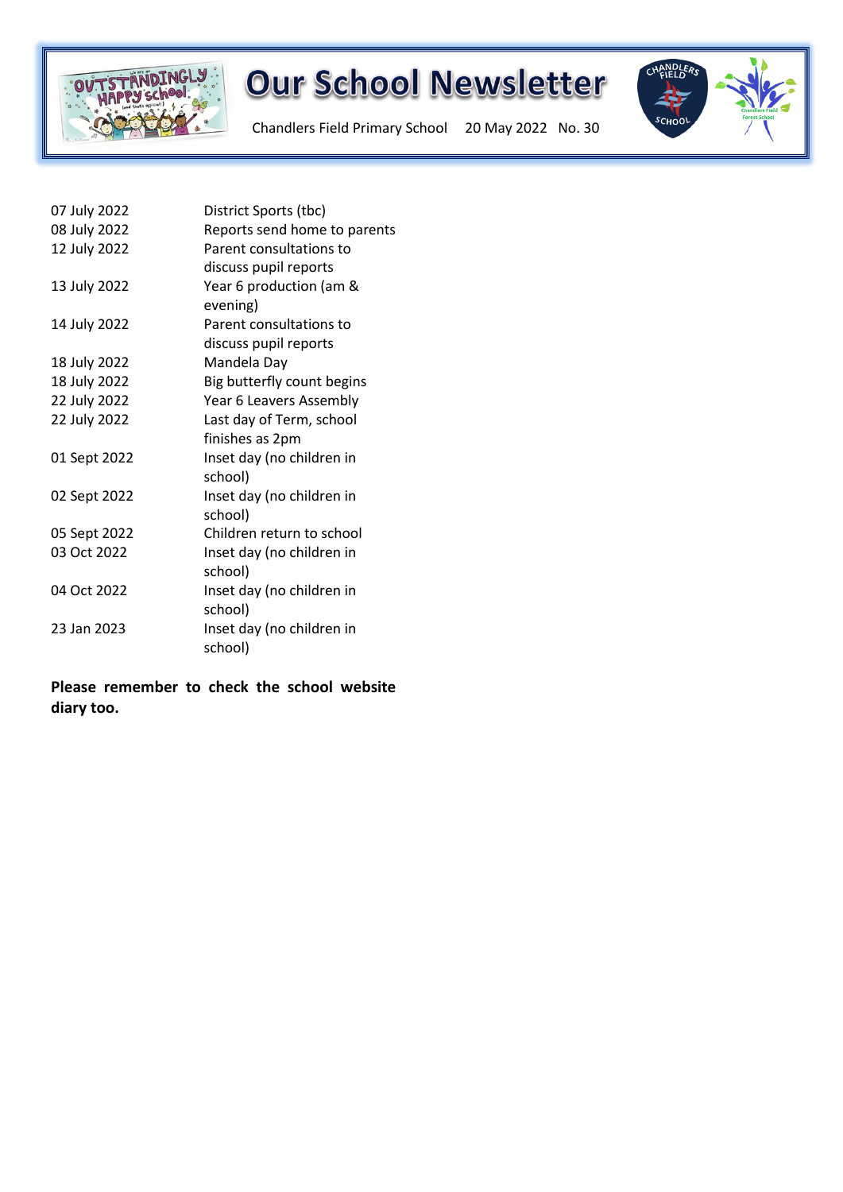# Our School Newsletter

Chandlers Field Primary School 20 May 2022 No. 30

| | |
|---|---|
| 07 July 2022 | District Sports (tbc) |
| 08 July 2022 | Reports send home to parents |
| 12 July 2022 | Parent consultations to discuss pupil reports |
| 13 July 2022 | Year 6 production (am & evening) |
| 14 July 2022 | Parent consultations to discuss pupil reports |
| 18 July 2022 | Mandela Day |
| 18 July 2022 | Big butterfly count begins |
| 22 July 2022 | Year 6 Leavers Assembly |
| 22 July 2022 | Last day of Term, school finishes as 2pm |
| 01 Sept 2022 | Inset day (no children in school) |
| 02 Sept 2022 | Inset day (no children in school) |
| 05 Sept 2022 | Children return to school |
| 03 Oct 2022 | Inset day (no children in school) |
| 04 Oct 2022 | Inset day (no children in school) |
| 23 Jan 2023 | Inset day (no children in school) |

**Please remember to check the school website diary too.**